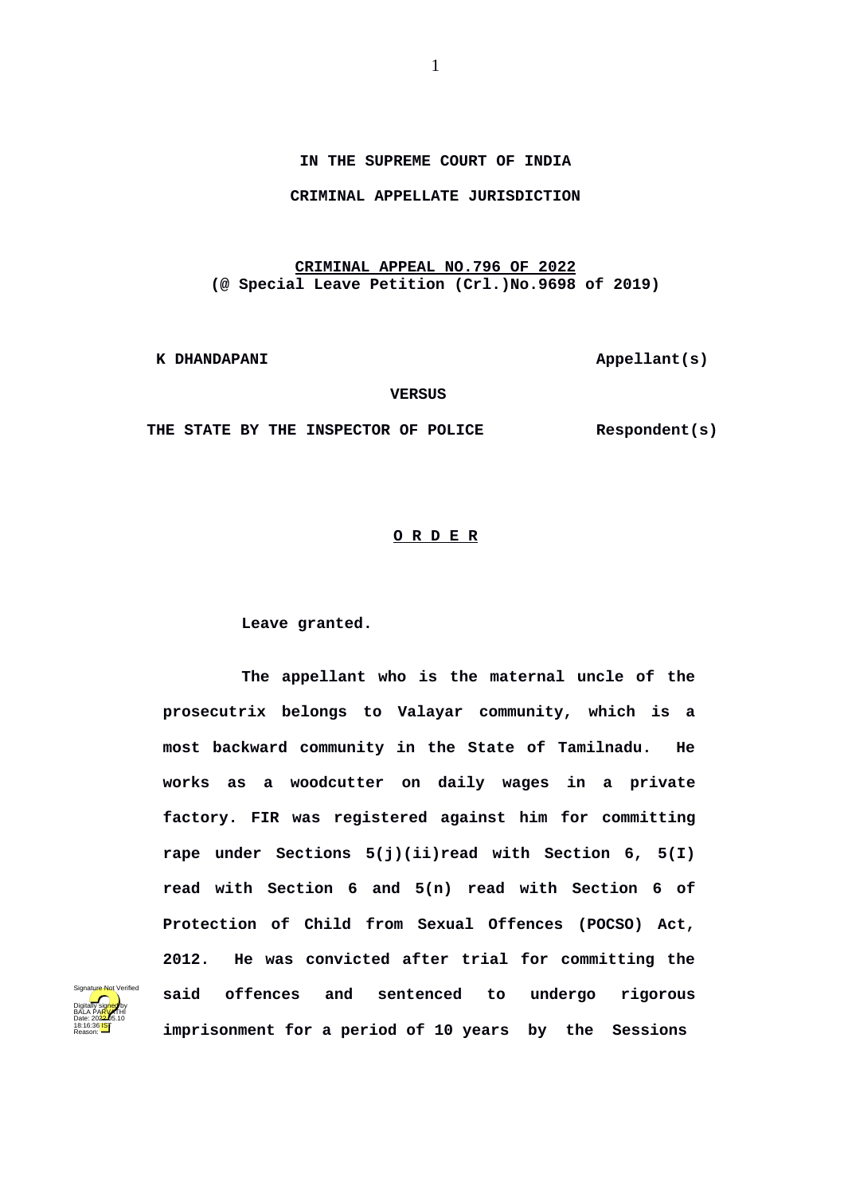**IN THE SUPREME COURT OF INDIA**

**CRIMINAL APPELLATE JURISDICTION**

**CRIMINAL APPEAL NO.796 OF 2022**
**(@ Special Leave Petition (Crl.)No.9698 of 2019)**

**K DHANDAPANI** **Appellant(s)**

**VERSUS**

**THE STATE BY THE INSPECTOR OF POLICE** **Respondent(s)**

**O R D E R**

**Leave granted.**

**The appellant who is the maternal uncle of the prosecutrix belongs to Valayar community, which is a most backward community in the State of Tamilnadu. He works as a woodcutter on daily wages in a private factory. FIR was registered against him for committing rape under Sections 5(j)(ii)read with Section 6, 5(I) read with Section 6 and 5(n) read with Section 6 of Protection of Child from Sexual Offences (POCSO) Act, 2012. He was convicted after trial for committing the said offences and sentenced to undergo rigorous imprisonment for a period of 10 years by the Sessions**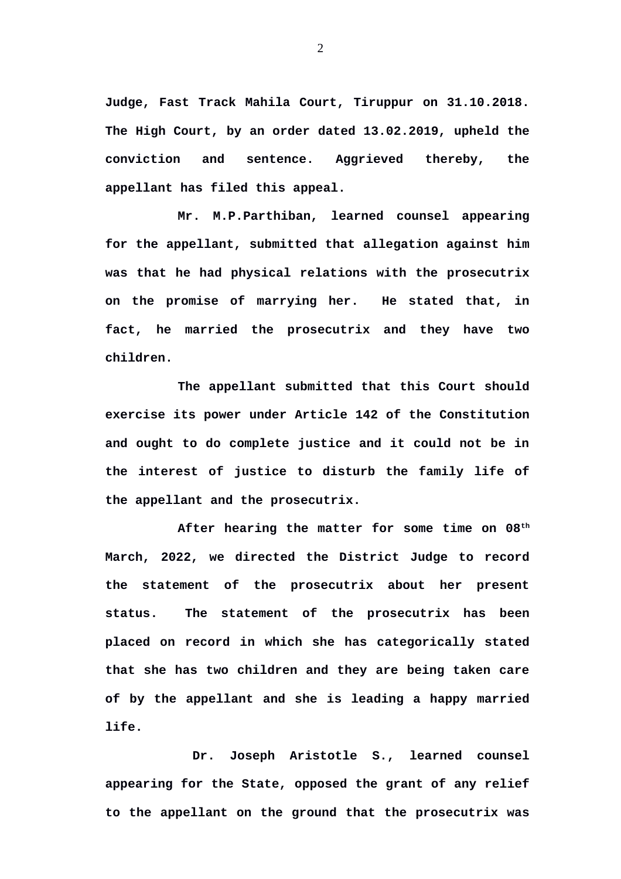**Judge, Fast Track Mahila Court, Tiruppur on 31.10.2018. The High Court, by an order dated 13.02.2019, upheld the conviction and sentence. Aggrieved thereby, the appellant has filed this appeal.**

**Mr. M.P.Parthiban, learned counsel appearing for the appellant, submitted that allegation against him was that he had physical relations with the prosecutrix on the promise of marrying her. He stated that, in fact, he married the prosecutrix and they have two children.**

**The appellant submitted that this Court should exercise its power under Article 142 of the Constitution and ought to do complete justice and it could not be in the interest of justice to disturb the family life of the appellant and the prosecutrix.**

**After hearing the matter for some time on 08th March, 2022, we directed the District Judge to record the statement of the prosecutrix about her present status. The statement of the prosecutrix has been placed on record in which she has categorically stated that she has two children and they are being taken care of by the appellant and she is leading a happy married life.**

**Dr. Joseph Aristotle S., learned counsel appearing for the State, opposed the grant of any relief to the appellant on the ground that the prosecutrix was**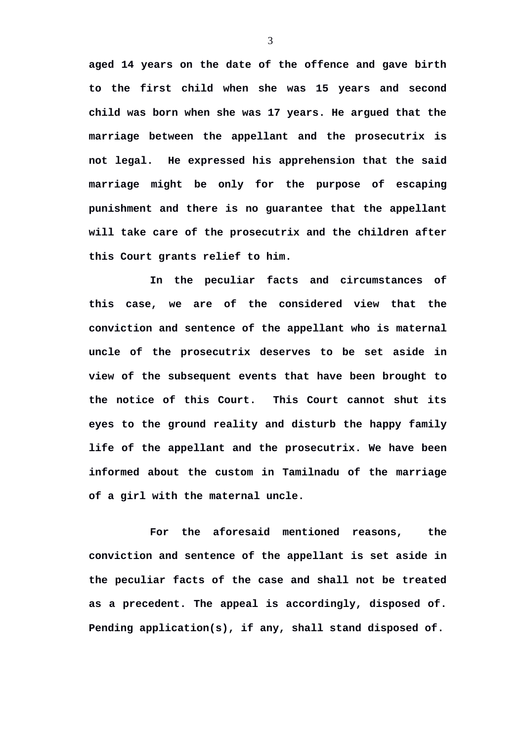**aged 14 years on the date of the offence and gave birth to the first child when she was 15 years and second child was born when she was 17 years. He argued that the marriage between the appellant and the prosecutrix is not legal. He expressed his apprehension that the said marriage might be only for the purpose of escaping punishment and there is no guarantee that the appellant will take care of the prosecutrix and the children after this Court grants relief to him.**

**In the peculiar facts and circumstances of this case, we are of the considered view that the conviction and sentence of the appellant who is maternal uncle of the prosecutrix deserves to be set aside in view of the subsequent events that have been brought to the notice of this Court. This Court cannot shut its eyes to the ground reality and disturb the happy family life of the appellant and the prosecutrix. We have been informed about the custom in Tamilnadu of the marriage of a girl with the maternal uncle.**

**For the aforesaid mentioned reasons, the conviction and sentence of the appellant is set aside in the peculiar facts of the case and shall not be treated as a precedent. The appeal is accordingly, disposed of. Pending application(s), if any, shall stand disposed of.**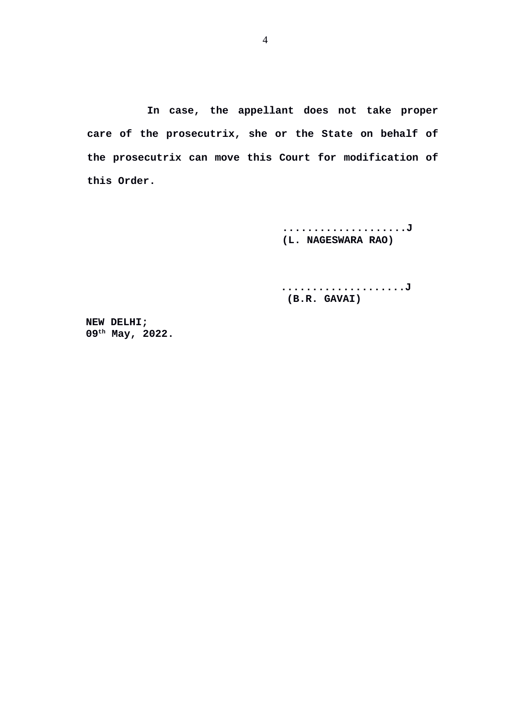**In case, the appellant does not take proper care of the prosecutrix, she or the State on behalf of the prosecutrix can move this Court for modification of this Order.**

**....................J**
**(L. NAGESWARA RAO)**

**....................J**
**(B.R. GAVAI)**

**NEW DELHI;**
**09th May, 2022.**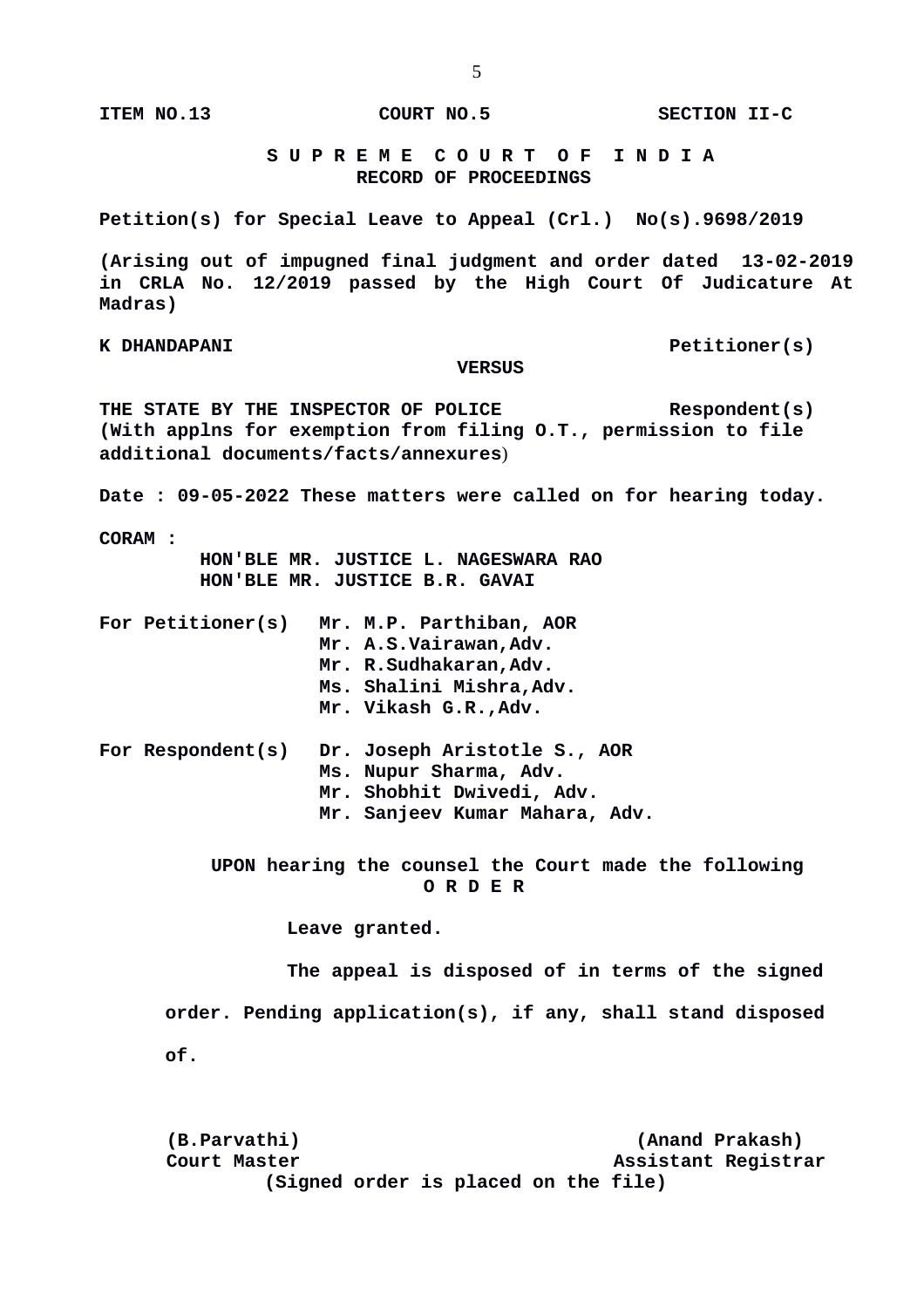**ITEM NO.13** **COURT NO.5** **SECTION II-C**

**S U P R E M E C O U R T O F I N D I A**
**RECORD OF PROCEEDINGS**

**Petition(s) for Special Leave to Appeal (Crl.) No(s).9698/2019**

**(Arising out of impugned final judgment and order dated 13-02-2019 in CRLA No. 12/2019 passed by the High Court Of Judicature At Madras)**

**K DHANDAPANI** **Petitioner(s)**

**VERSUS**

**THE STATE BY THE INSPECTOR OF POLICE** **Respondent(s)**
**(With applns for exemption from filing O.T., permission to file additional documents/facts/annexures)**

**Date : 09-05-2022 These matters were called on for hearing today.**

**CORAM :**
**HON'BLE MR. JUSTICE L. NAGESWARA RAO**
**HON'BLE MR. JUSTICE B.R. GAVAI**

**For Petitioner(s)** **Mr. M.P. Parthiban, AOR**
**Mr. A.S.Vairawan,Adv.**
**Mr. R.Sudhakaran,Adv.**
**Ms. Shalini Mishra,Adv.**
**Mr. Vikash G.R.,Adv.**

**For Respondent(s)** **Dr. Joseph Aristotle S., AOR**
**Ms. Nupur Sharma, Adv.**
**Mr. Shobhit Dwivedi, Adv.**
**Mr. Sanjeev Kumar Mahara, Adv.**

**UPON hearing the counsel the Court made the following**
**O R D E R**

**Leave granted.**

**The appeal is disposed of in terms of the signed order. Pending application(s), if any, shall stand disposed of.**

**(B.Parvathi)** **(Anand Prakash)**
**Court Master** **Assistant Registrar**
**(Signed order is placed on the file)**